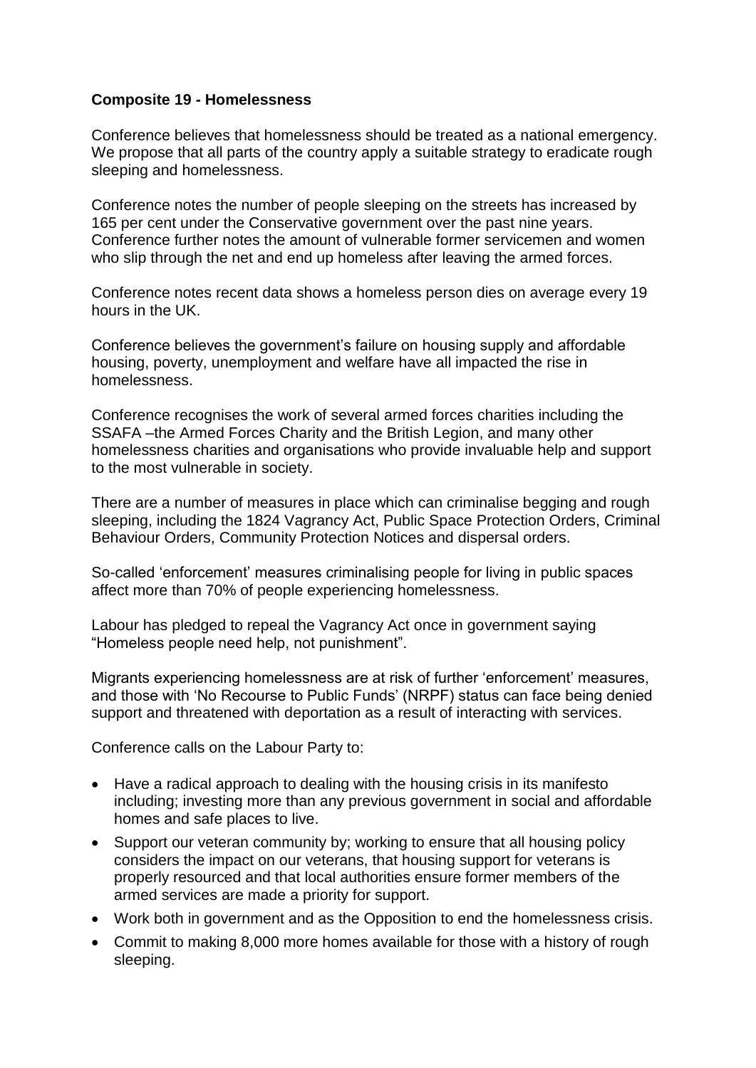**Composite 19 - Homelessness**

Conference believes that homelessness should be treated as a national emergency. We propose that all parts of the country apply a suitable strategy to eradicate rough sleeping and homelessness.

Conference notes the number of people sleeping on the streets has increased by 165 per cent under the Conservative government over the past nine years. Conference further notes the amount of vulnerable former servicemen and women who slip through the net and end up homeless after leaving the armed forces.

Conference notes recent data shows a homeless person dies on average every 19 hours in the UK.

Conference believes the government's failure on housing supply and affordable housing, poverty, unemployment and welfare have all impacted the rise in homelessness.

Conference recognises the work of several armed forces charities including the SSAFA –the Armed Forces Charity and the British Legion, and many other homelessness charities and organisations who provide invaluable help and support to the most vulnerable in society.

There are a number of measures in place which can criminalise begging and rough sleeping, including the 1824 Vagrancy Act, Public Space Protection Orders, Criminal Behaviour Orders, Community Protection Notices and dispersal orders.

So-called 'enforcement' measures criminalising people for living in public spaces affect more than 70% of people experiencing homelessness.

Labour has pledged to repeal the Vagrancy Act once in government saying "Homeless people need help, not punishment".

Migrants experiencing homelessness are at risk of further 'enforcement' measures, and those with 'No Recourse to Public Funds' (NRPF) status can face being denied support and threatened with deportation as a result of interacting with services.

Conference calls on the Labour Party to:

- Have a radical approach to dealing with the housing crisis in its manifesto including; investing more than any previous government in social and affordable homes and safe places to live.
- Support our veteran community by; working to ensure that all housing policy considers the impact on our veterans, that housing support for veterans is properly resourced and that local authorities ensure former members of the armed services are made a priority for support.
- Work both in government and as the Opposition to end the homelessness crisis.
- Commit to making 8,000 more homes available for those with a history of rough sleeping.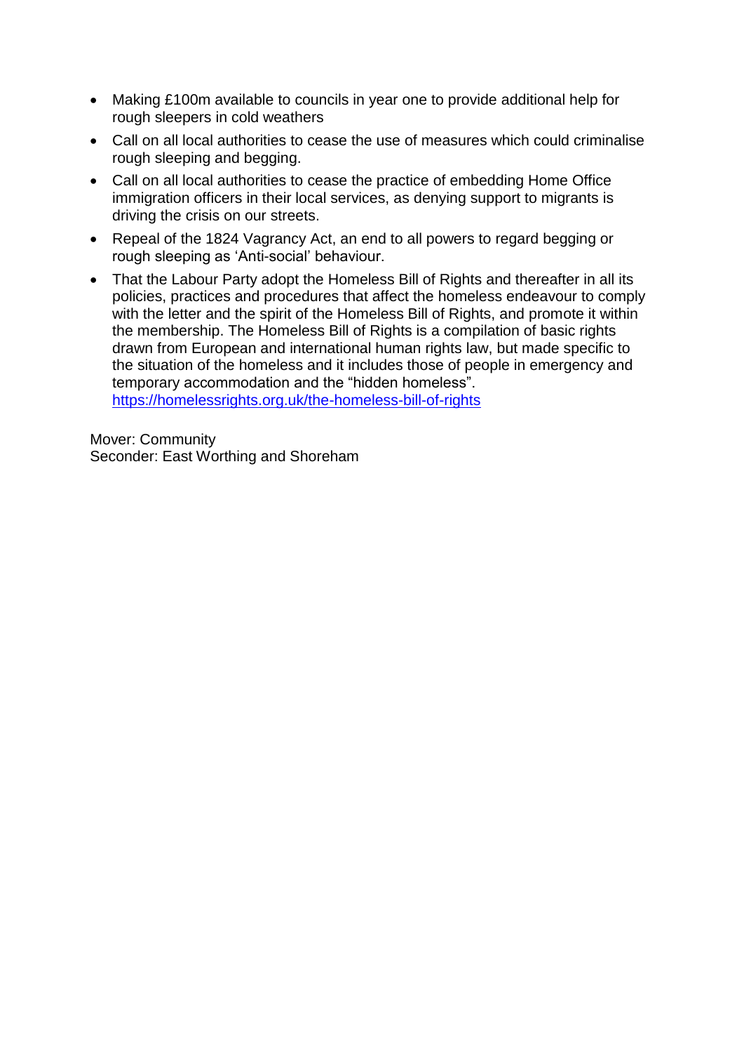- Making £100m available to councils in year one to provide additional help for rough sleepers in cold weathers
- Call on all local authorities to cease the use of measures which could criminalise rough sleeping and begging.
- Call on all local authorities to cease the practice of embedding Home Office immigration officers in their local services, as denying support to migrants is driving the crisis on our streets.
- Repeal of the 1824 Vagrancy Act, an end to all powers to regard begging or rough sleeping as 'Anti-social' behaviour.
- That the Labour Party adopt the Homeless Bill of Rights and thereafter in all its policies, practices and procedures that affect the homeless endeavour to comply with the letter and the spirit of the Homeless Bill of Rights, and promote it within the membership. The Homeless Bill of Rights is a compilation of basic rights drawn from European and international human rights law, but made specific to the situation of the homeless and it includes those of people in emergency and temporary accommodation and the "hidden homeless". [https://homelessrights.org.uk/the-homeless-bill-of-rights](https://homelessrights.org.uk/the-homeless-bill-of-rights)

Mover: Community
Seconder: East Worthing and Shoreham